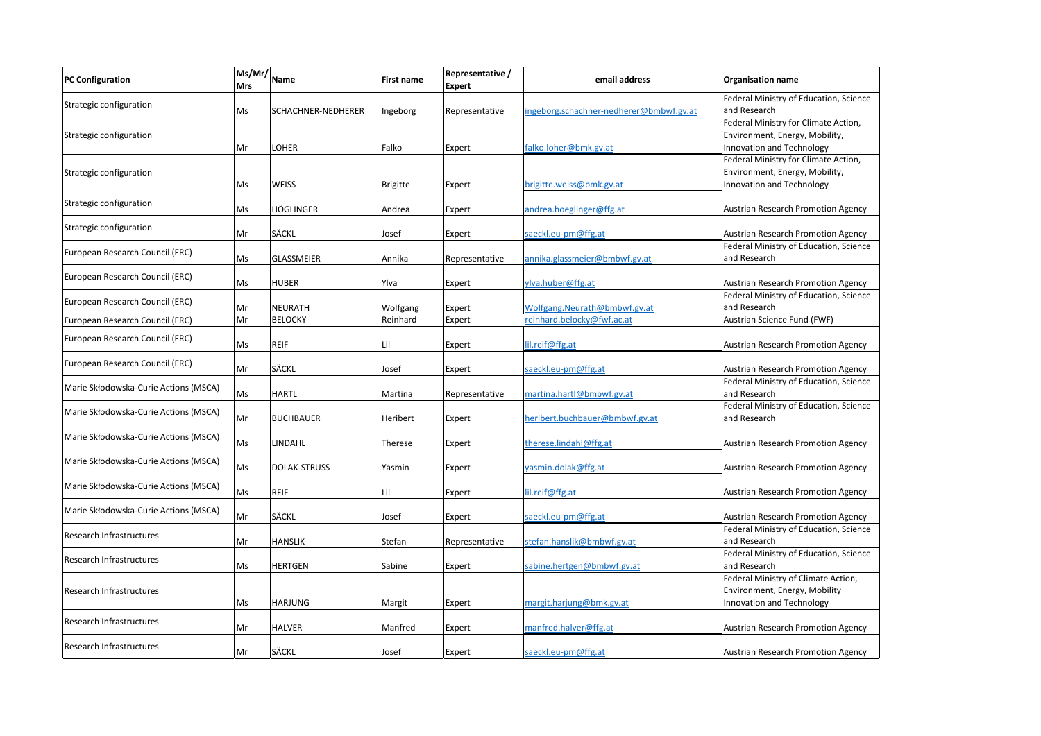| PC Configuration | Ms/Mr/Mrs | Name | First name | Representative / Expert | email address | Organisation name |
| --- | --- | --- | --- | --- | --- | --- |
| Strategic configuration | Ms | SCHACHNER-NEDHERER | Ingeborg | Representative | ingeborg.schachner-nedherer@bmbwf.gv.at | Federal Ministry of Education, Science and Research |
| Strategic configuration | Mr | LOHER | Falko | Expert | falko.loher@bmk.gv.at | Federal Ministry for Climate Action, Environment, Energy, Mobility, Innovation and Technology |
| Strategic configuration | Ms | WEISS | Brigitte | Expert | brigitte.weiss@bmk.gv.at | Federal Ministry for Climate Action, Environment, Energy, Mobility, Innovation and Technology |
| Strategic configuration | Ms | HÖGLINGER | Andrea | Expert | andrea.hoeglinger@ffg.at | Austrian Research Promotion Agency |
| Strategic configuration | Mr | SÄCKL | Josef | Expert | saeckl.eu-pm@ffg.at | Austrian Research Promotion Agency |
| European Research Council (ERC) | Ms | GLASSMEIER | Annika | Representative | annika.glassmeier@bmbwf.gv.at | Federal Ministry of Education, Science and Research |
| European Research Council (ERC) | Ms | HUBER | Ylva | Expert | ylva.huber@ffg.at | Austrian Research Promotion Agency |
| European Research Council (ERC) | Mr | NEURATH | Wolfgang | Expert | Wolfgang.Neurath@bmbwf.gv.at | Federal Ministry of Education, Science and Research |
| European Research Council (ERC) | Mr | BELOCKY | Reinhard | Expert | reinhard.belocky@fwf.ac.at | Austrian Science Fund (FWF) |
| European Research Council (ERC) | Ms | REIF | Lil | Expert | lil.reif@ffg.at | Austrian Research Promotion Agency |
| European Research Council (ERC) | Mr | SÄCKL | Josef | Expert | saeckl.eu-pm@ffg.at | Austrian Research Promotion Agency |
| Marie Skłodowska-Curie Actions (MSCA) | Ms | HARTL | Martina | Representative | martina.hartl@bmbwf.gv.at | Federal Ministry of Education, Science and Research |
| Marie Skłodowska-Curie Actions (MSCA) | Mr | BUCHBAUER | Heribert | Expert | heribert.buchbauer@bmbwf.gv.at | Federal Ministry of Education, Science and Research |
| Marie Skłodowska-Curie Actions (MSCA) | Ms | LINDAHL | Therese | Expert | therese.lindahl@ffg.at | Austrian Research Promotion Agency |
| Marie Skłodowska-Curie Actions (MSCA) | Ms | DOLAK-STRUSS | Yasmin | Expert | yasmin.dolak@ffg.at | Austrian Research Promotion Agency |
| Marie Skłodowska-Curie Actions (MSCA) | Ms | REIF | Lil | Expert | lil.reif@ffg.at | Austrian Research Promotion Agency |
| Marie Skłodowska-Curie Actions (MSCA) | Mr | SÄCKL | Josef | Expert | saeckl.eu-pm@ffg.at | Austrian Research Promotion Agency |
| Research Infrastructures | Mr | HANSLIK | Stefan | Representative | stefan.hanslik@bmbwf.gv.at | Federal Ministry of Education, Science and Research |
| Research Infrastructures | Ms | HERTGEN | Sabine | Expert | sabine.hertgen@bmbwf.gv.at | Federal Ministry of Education, Science and Research |
| Research Infrastructures | Ms | HARJUNG | Margit | Expert | margit.harjung@bmk.gv.at | Federal Ministry of Climate Action, Environment, Energy, Mobility Innovation and Technology |
| Research Infrastructures | Mr | HALVER | Manfred | Expert | manfred.halver@ffg.at | Austrian Research Promotion Agency |
| Research Infrastructures | Mr | SÄCKL | Josef | Expert | saeckl.eu-pm@ffg.at | Austrian Research Promotion Agency |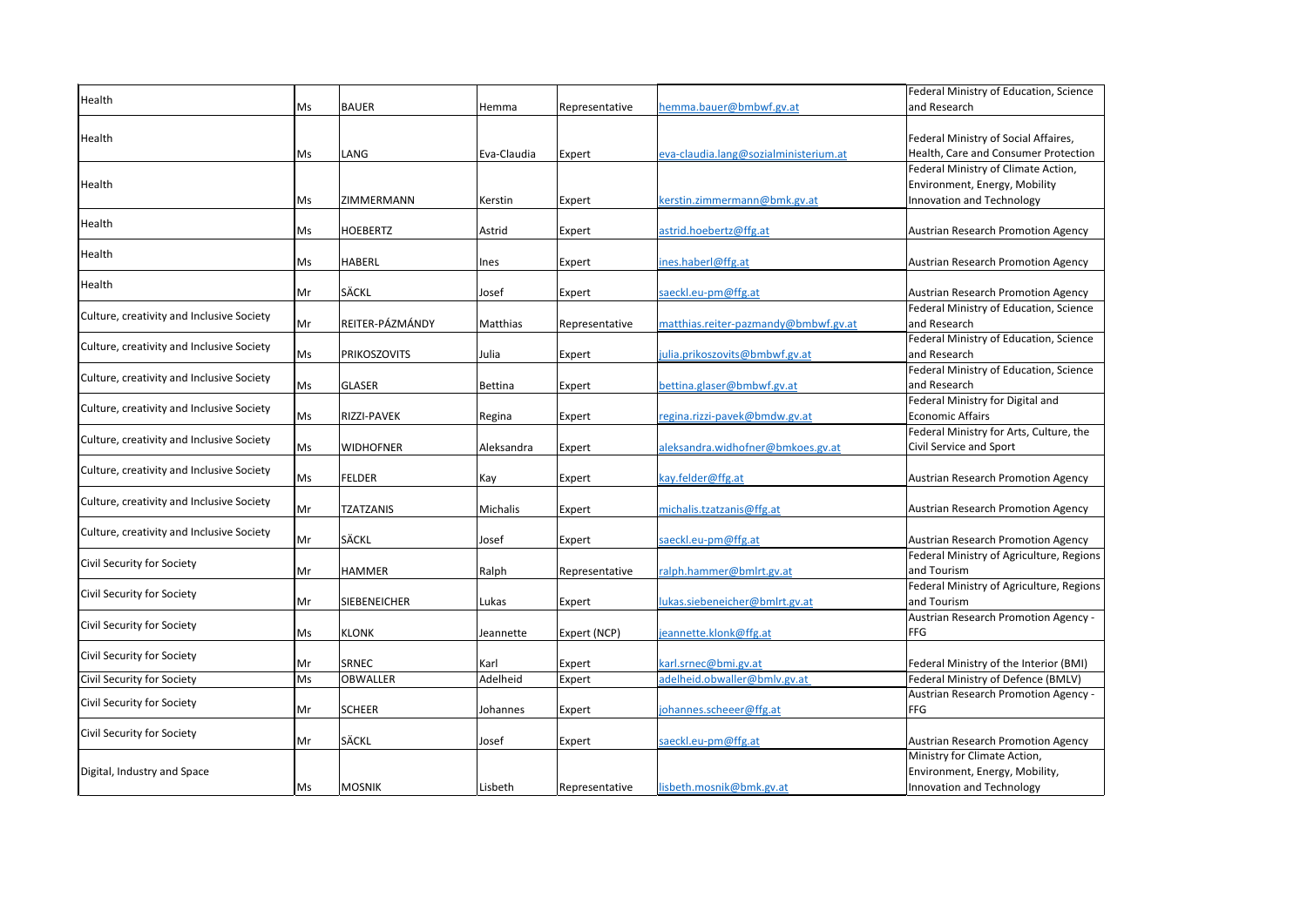| | | | | | | |
|---|---|---|---|---|---|---|
| Health | Ms | BAUER | Hemma | Representative | hemma.bauer@bmbwf.gv.at | Federal Ministry of Education, Science and Research |
| Health | Ms | LANG | Eva-Claudia | Expert | eva-claudia.lang@sozialministerium.at | Federal Ministry of Social Affaires, Health, Care and Consumer Protection |
| Health | Ms | ZIMMERMANN | Kerstin | Expert | kerstin.zimmermann@bmk.gv.at | Federal Ministry of Climate Action, Environment, Energy, Mobility Innovation and Technology |
| Health | Ms | HOEBERTZ | Astrid | Expert | astrid.hoebertz@ffg.at | Austrian Research Promotion Agency |
| Health | Ms | HABERL | Ines | Expert | ines.haberl@ffg.at | Austrian Research Promotion Agency |
| Health | Mr | SÄCKL | Josef | Expert | saeckl.eu-pm@ffg.at | Austrian Research Promotion Agency |
| Culture, creativity and Inclusive Society | Mr | REITER-PÁZMÁNDY | Matthias | Representative | matthias.reiter-pazmandy@bmbwf.gv.at | Federal Ministry of Education, Science and Research |
| Culture, creativity and Inclusive Society | Ms | PRIKOSZOVITS | Julia | Expert | julia.prikoszovits@bmbwf.gv.at | Federal Ministry of Education, Science and Research |
| Culture, creativity and Inclusive Society | Ms | GLASER | Bettina | Expert | bettina.glaser@bmbwf.gv.at | Federal Ministry of Education, Science and Research |
| Culture, creativity and Inclusive Society | Ms | RIZZI-PAVEK | Regina | Expert | regina.rizzi-pavek@bmdw.gv.at | Federal Ministry for Digital and Economic Affairs |
| Culture, creativity and Inclusive Society | Ms | WIDHOFNER | Aleksandra | Expert | aleksandra.widhofner@bmkoes.gv.at | Federal Ministry for Arts, Culture, the Civil Service and Sport |
| Culture, creativity and Inclusive Society | Ms | FELDER | Kay | Expert | kay.felder@ffg.at | Austrian Research Promotion Agency |
| Culture, creativity and Inclusive Society | Mr | TZATZANIS | Michalis | Expert | michalis.tzatzanis@ffg.at | Austrian Research Promotion Agency |
| Culture, creativity and Inclusive Society | Mr | SÄCKL | Josef | Expert | saeckl.eu-pm@ffg.at | Austrian Research Promotion Agency |
| Civil Security for Society | Mr | HAMMER | Ralph | Representative | ralph.hammer@bmlrt.gv.at | Federal Ministry of Agriculture, Regions and Tourism |
| Civil Security for Society | Mr | SIEBENEICHER | Lukas | Expert | lukas.siebeneicher@bmlrt.gv.at | Federal Ministry of Agriculture, Regions and Tourism |
| Civil Security for Society | Ms | KLONK | Jeannette | Expert (NCP) | jeannette.klonk@ffg.at | Austrian Research Promotion Agency - FFG |
| Civil Security for Society | Mr | SRNEC | Karl | Expert | karl.srnec@bmi.gv.at | Federal Ministry of the Interior (BMI) |
| Civil Security for Society | Ms | OBWALLER | Adelheid | Expert | adelheid.obwaller@bmlv.gv.at | Federal Ministry of Defence (BMLV) |
| Civil Security for Society | Mr | SCHEER | Johannes | Expert | johannes.scheeer@ffg.at | Austrian Research Promotion Agency - FFG |
| Civil Security for Society | Mr | SÄCKL | Josef | Expert | saeckl.eu-pm@ffg.at | Austrian Research Promotion Agency |
| Digital, Industry and Space | Ms | MOSNIK | Lisbeth | Representative | lisbeth.mosnik@bmk.gv.at | Ministry for Climate Action, Environment, Energy, Mobility, Innovation and Technology |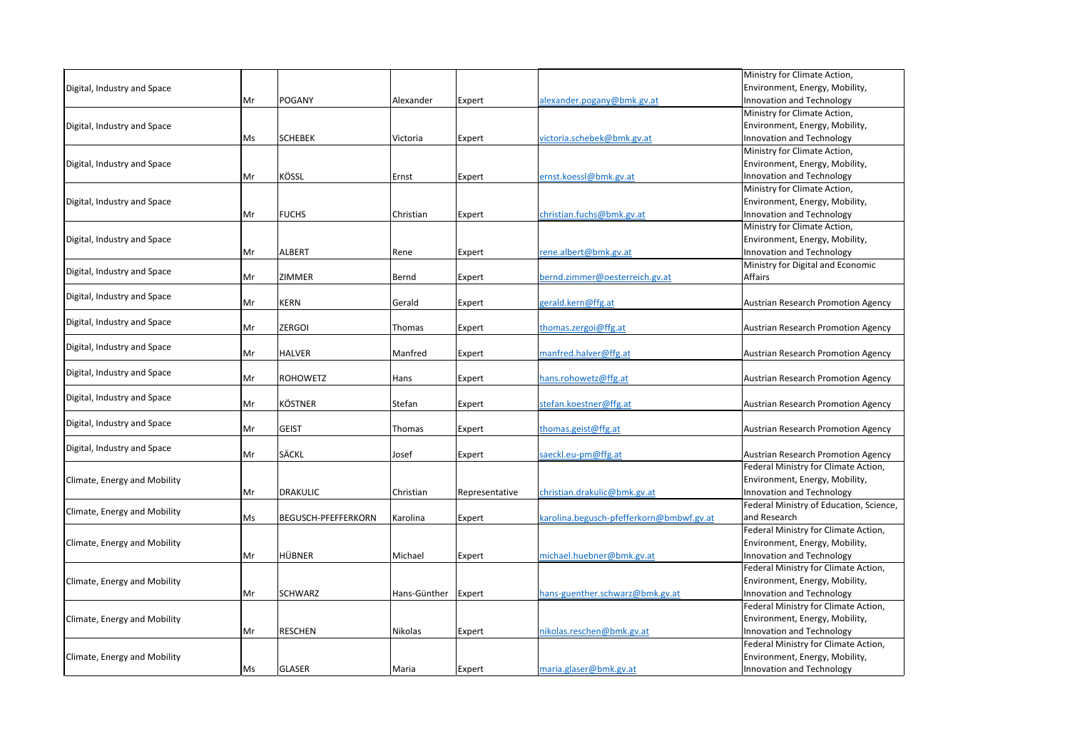| | | | | | | |
|---|---|---|---|---|---|---|
| Digital, Industry and Space | Mr | POGANY | Alexander | Expert | alexander.pogany@bmk.gv.at | Ministry for Climate Action, Environment, Energy, Mobility, Innovation and Technology |
| Digital, Industry and Space | Ms | SCHEBEK | Victoria | Expert | victoria.schebek@bmk.gv.at | Ministry for Climate Action, Environment, Energy, Mobility, Innovation and Technology |
| Digital, Industry and Space | Mr | KÖSSL | Ernst | Expert | ernst.koessl@bmk.gv.at | Ministry for Climate Action, Environment, Energy, Mobility, Innovation and Technology |
| Digital, Industry and Space | Mr | FUCHS | Christian | Expert | christian.fuchs@bmk.gv.at | Ministry for Climate Action, Environment, Energy, Mobility, Innovation and Technology |
| Digital, Industry and Space | Mr | ALBERT | Rene | Expert | rene.albert@bmk.gv.at | Ministry for Climate Action, Environment, Energy, Mobility, Innovation and Technology |
| Digital, Industry and Space | Mr | ZIMMER | Bernd | Expert | bernd.zimmer@oesterreich.gv.at | Ministry for Digital and Economic Affairs |
| Digital, Industry and Space | Mr | KERN | Gerald | Expert | gerald.kern@ffg.at | Austrian Research Promotion Agency |
| Digital, Industry and Space | Mr | ZERGOI | Thomas | Expert | thomas.zergoi@ffg.at | Austrian Research Promotion Agency |
| Digital, Industry and Space | Mr | HALVER | Manfred | Expert | manfred.halver@ffg.at | Austrian Research Promotion Agency |
| Digital, Industry and Space | Mr | ROHOWETZ | Hans | Expert | hans.rohowetz@ffg.at | Austrian Research Promotion Agency |
| Digital, Industry and Space | Mr | KÖSTNER | Stefan | Expert | stefan.koestner@ffg.at | Austrian Research Promotion Agency |
| Digital, Industry and Space | Mr | GEIST | Thomas | Expert | thomas.geist@ffg.at | Austrian Research Promotion Agency |
| Digital, Industry and Space | Mr | SÄCKL | Josef | Expert | saeckl.eu-pm@ffg.at | Austrian Research Promotion Agency |
| Climate, Energy and Mobility | Mr | DRAKULIC | Christian | Representative | christian.drakulic@bmk.gv.at | Federal Ministry for Climate Action, Environment, Energy, Mobility, Innovation and Technology |
| Climate, Energy and Mobility | Ms | BEGUSCH-PFEFFERKORN | Karolina | Expert | karolina.begusch-pfefferkorn@bmbwf.gv.at | Federal Ministry of Education, Science, and Research |
| Climate, Energy and Mobility | Mr | HÜBNER | Michael | Expert | michael.huebner@bmk.gv.at | Federal Ministry for Climate Action, Environment, Energy, Mobility, Innovation and Technology |
| Climate, Energy and Mobility | Mr | SCHWARZ | Hans-Günther | Expert | hans-guenther.schwarz@bmk.gv.at | Federal Ministry for Climate Action, Environment, Energy, Mobility, Innovation and Technology |
| Climate, Energy and Mobility | Mr | RESCHEN | Nikolas | Expert | nikolas.reschen@bmk.gv.at | Federal Ministry for Climate Action, Environment, Energy, Mobility, Innovation and Technology |
| Climate, Energy and Mobility | Ms | GLASER | Maria | Expert | maria.glaser@bmk.gv.at | Federal Ministry for Climate Action, Environment, Energy, Mobility, Innovation and Technology |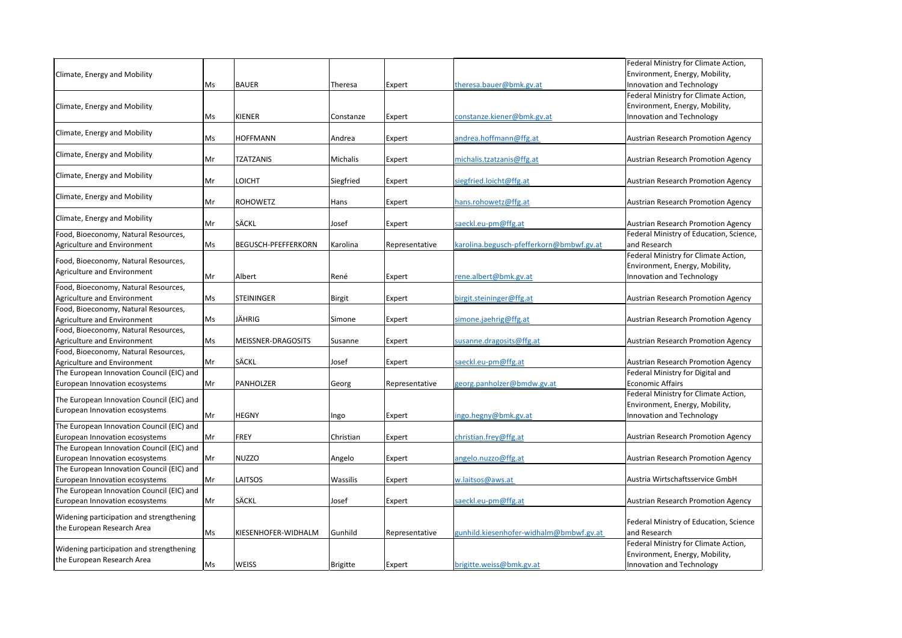| | | | | | | |
|---|---|---|---|---|---|---|
| Climate, Energy and Mobility | Ms | BAUER | Theresa | Expert | theresa.bauer@bmk.gv.at | Federal Ministry for Climate Action, Environment, Energy, Mobility, Innovation and Technology |
| Climate, Energy and Mobility | Ms | KIENER | Constanze | Expert | constanze.kiener@bmk.gv.at | Federal Ministry for Climate Action, Environment, Energy, Mobility, Innovation and Technology |
| Climate, Energy and Mobility | Ms | HOFFMANN | Andrea | Expert | andrea.hoffmann@ffg.at | Austrian Research Promotion Agency |
| Climate, Energy and Mobility | Mr | TZATZANIS | Michalis | Expert | michalis.tzatzanis@ffg.at | Austrian Research Promotion Agency |
| Climate, Energy and Mobility | Mr | LOICHT | Siegfried | Expert | siegfried.loicht@ffg.at | Austrian Research Promotion Agency |
| Climate, Energy and Mobility | Mr | ROHOWETZ | Hans | Expert | hans.rohowetz@ffg.at | Austrian Research Promotion Agency |
| Climate, Energy and Mobility | Mr | SÄCKL | Josef | Expert | saeckl.eu-pm@ffg.at | Austrian Research Promotion Agency |
| Food, Bioeconomy, Natural Resources, Agriculture and Environment | Ms | BEGUSCH-PFEFFERKORN | Karolina | Representative | karolina.begusch-pfefferkorn@bmbwf.gv.at | Federal Ministry of Education, Science, and Research |
| Food, Bioeconomy, Natural Resources, Agriculture and Environment | Mr | Albert | René | Expert | rene.albert@bmk.gv.at | Federal Ministry for Climate Action, Environment, Energy, Mobility, Innovation and Technology |
| Food, Bioeconomy, Natural Resources, Agriculture and Environment | Ms | STEININGER | Birgit | Expert | birgit.steininger@ffg.at | Austrian Research Promotion Agency |
| Food, Bioeconomy, Natural Resources, Agriculture and Environment | Ms | JÄHRIG | Simone | Expert | simone.jaehrig@ffg.at | Austrian Research Promotion Agency |
| Food, Bioeconomy, Natural Resources, Agriculture and Environment | Ms | MEISSNER-DRAGOSITS | Susanne | Expert | susanne.dragosits@ffg.at | Austrian Research Promotion Agency |
| Food, Bioeconomy, Natural Resources, Agriculture and Environment | Mr | SÄCKL | Josef | Expert | saeckl.eu-pm@ffg.at | Austrian Research Promotion Agency |
| The European Innovation Council (EIC) and European Innovation ecosystems | Mr | PANHOLZER | Georg | Representative | georg.panholzer@bmdw.gv.at | Federal Ministry for Digital and Economic Affairs |
| The European Innovation Council (EIC) and European Innovation ecosystems | Mr | HEGNY | Ingo | Expert | ingo.hegny@bmk.gv.at | Federal Ministry for Climate Action, Environment, Energy, Mobility, Innovation and Technology |
| The European Innovation Council (EIC) and European Innovation ecosystems | Mr | FREY | Christian | Expert | christian.frey@ffg.at | Austrian Research Promotion Agency |
| The European Innovation Council (EIC) and European Innovation ecosystems | Mr | NUZZO | Angelo | Expert | angelo.nuzzo@ffg.at | Austrian Research Promotion Agency |
| The European Innovation Council (EIC) and European Innovation ecosystems | Mr | LAITSOS | Wassilis | Expert | w.laitsos@aws.at | Austria Wirtschaftsservice GmbH |
| The European Innovation Council (EIC) and European Innovation ecosystems | Mr | SÄCKL | Josef | Expert | saeckl.eu-pm@ffg.at | Austrian Research Promotion Agency |
| Widening participation and strengthening the European Research Area | Ms | KIESENHOFER-WIDHALM | Gunhild | Representative | gunhild.kiesenhofer-widhalm@bmbwf.gv.at | Federal Ministry of Education, Science and Research |
| Widening participation and strengthening the European Research Area | Ms | WEISS | Brigitte | Expert | brigitte.weiss@bmk.gv.at | Federal Ministry for Climate Action, Environment, Energy, Mobility, Innovation and Technology |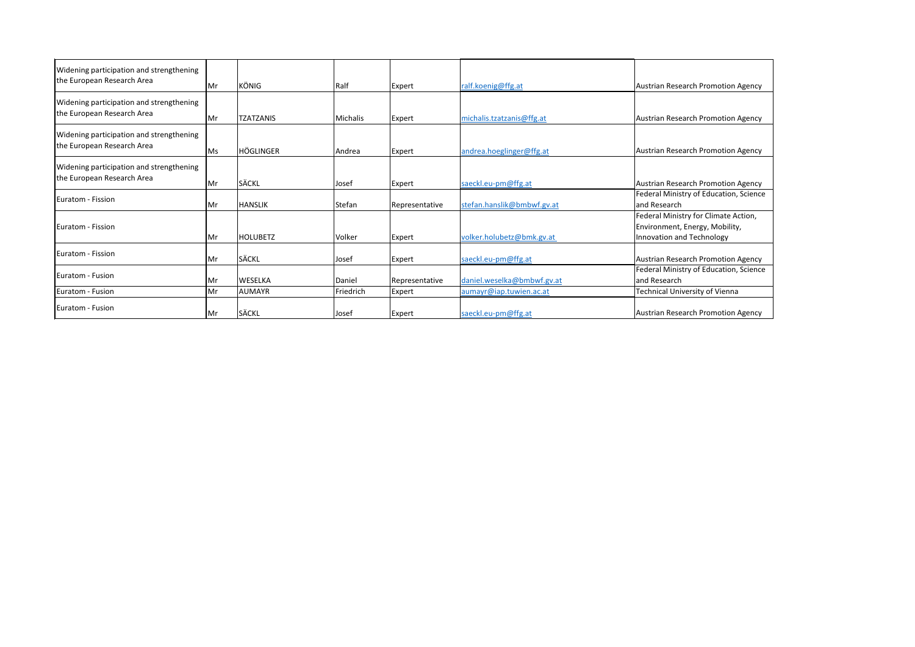| | | | | | | |
|---|---|---|---|---|---|---|
| Widening participation and strengthening the European Research Area | Mr | KÖNIG | Ralf | Expert | ralf.koenig@ffg.at | Austrian Research Promotion Agency |
| Widening participation and strengthening the European Research Area | Mr | TZATZANIS | Michalis | Expert | michalis.tzatzanis@ffg.at | Austrian Research Promotion Agency |
| Widening participation and strengthening the European Research Area | Ms | HÖGLINGER | Andrea | Expert | andrea.hoeglinger@ffg.at | Austrian Research Promotion Agency |
| Widening participation and strengthening the European Research Area | Mr | SÄCKL | Josef | Expert | saeckl.eu-pm@ffg.at | Austrian Research Promotion Agency |
| Euratom - Fission | Mr | HANSLIK | Stefan | Representative | stefan.hanslik@bmbwf.gv.at | Federal Ministry of Education, Science and Research |
| Euratom - Fission | Mr | HOLUBETZ | Volker | Expert | volker.holubetz@bmk.gv.at | Federal Ministry for Climate Action, Environment, Energy, Mobility, Innovation and Technology |
| Euratom - Fission | Mr | SÄCKL | Josef | Expert | saeckl.eu-pm@ffg.at | Austrian Research Promotion Agency |
| Euratom - Fusion | Mr | WESELKA | Daniel | Representative | daniel.weselka@bmbwf.gv.at | Federal Ministry of Education, Science and Research |
| Euratom - Fusion | Mr | AUMAYR | Friedrich | Expert | aumayr@iap.tuwien.ac.at | Technical University of Vienna |
| Euratom - Fusion | Mr | SÄCKL | Josef | Expert | saeckl.eu-pm@ffg.at | Austrian Research Promotion Agency |